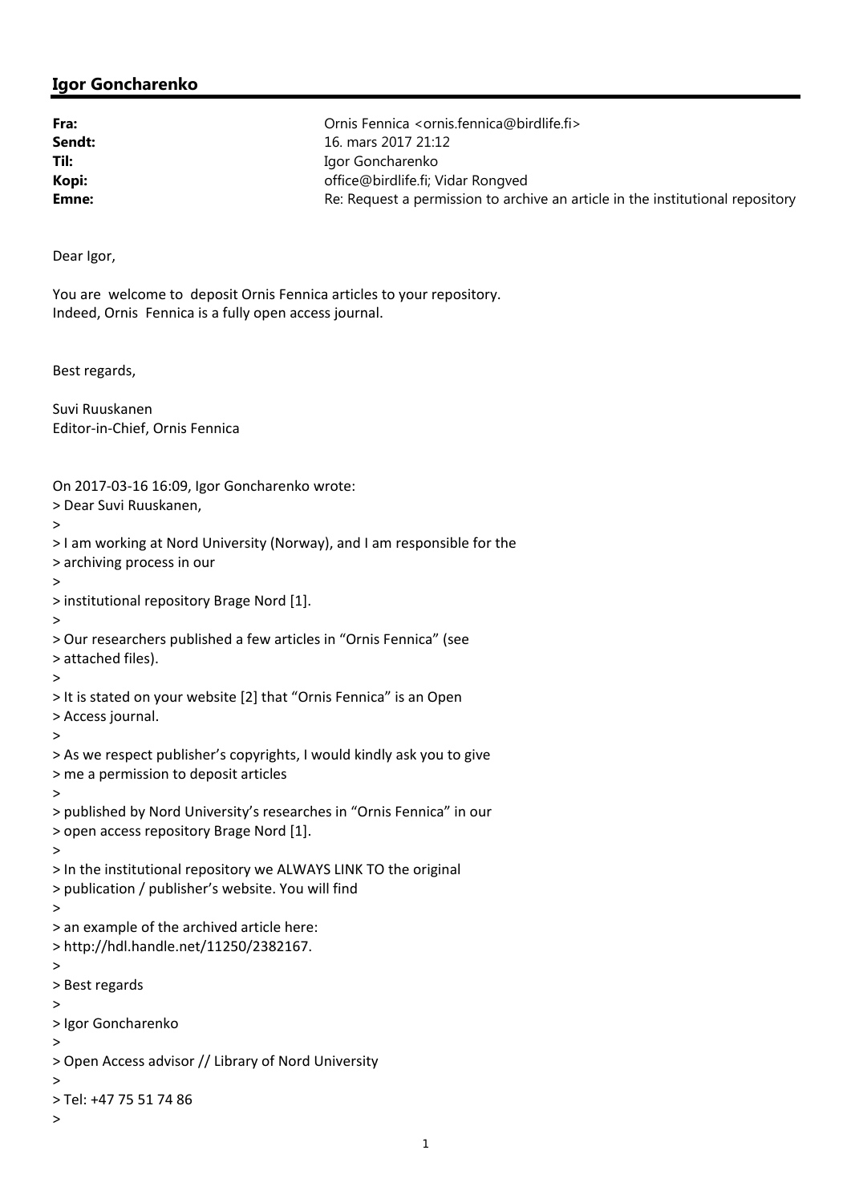## Igor Goncharenko

| | |
|---|---|
| **Fra:** | Ornis Fennica <ornis.fennica@birdlife.fi> |
| **Sendt:** | 16. mars 2017 21:12 |
| **Til:** | Igor Goncharenko |
| **Kopi:** | office@birdlife.fi; Vidar Rongved |
| **Emne:** | Re: Request a permission to archive an article in the institutional repository |

Dear Igor,

You are  welcome to  deposit Ornis Fennica articles to your repository.
Indeed, Ornis  Fennica is a fully open access journal.

Best regards,

Suvi Ruuskanen
Editor-in-Chief, Ornis Fennica

On 2017-03-16 16:09, Igor Goncharenko wrote:
> Dear Suvi Ruuskanen,
>
> I am working at Nord University (Norway), and I am responsible for the
> archiving process in our
>
> institutional repository Brage Nord [1].
>
> Our researchers published a few articles in "Ornis Fennica" (see
> attached files).
>
> It is stated on your website [2] that "Ornis Fennica" is an Open
> Access journal.
>
> As we respect publisher's copyrights, I would kindly ask you to give
> me a permission to deposit articles
>
> published by Nord University's researches in "Ornis Fennica" in our
> open access repository Brage Nord [1].
>
> In the institutional repository we ALWAYS LINK TO the original
> publication / publisher's website. You will find
>
> an example of the archived article here:
> http://hdl.handle.net/11250/2382167.
>
> Best regards
>
> Igor Goncharenko
>
> Open Access advisor // Library of Nord University
>
> Tel: +47 75 51 74 86
>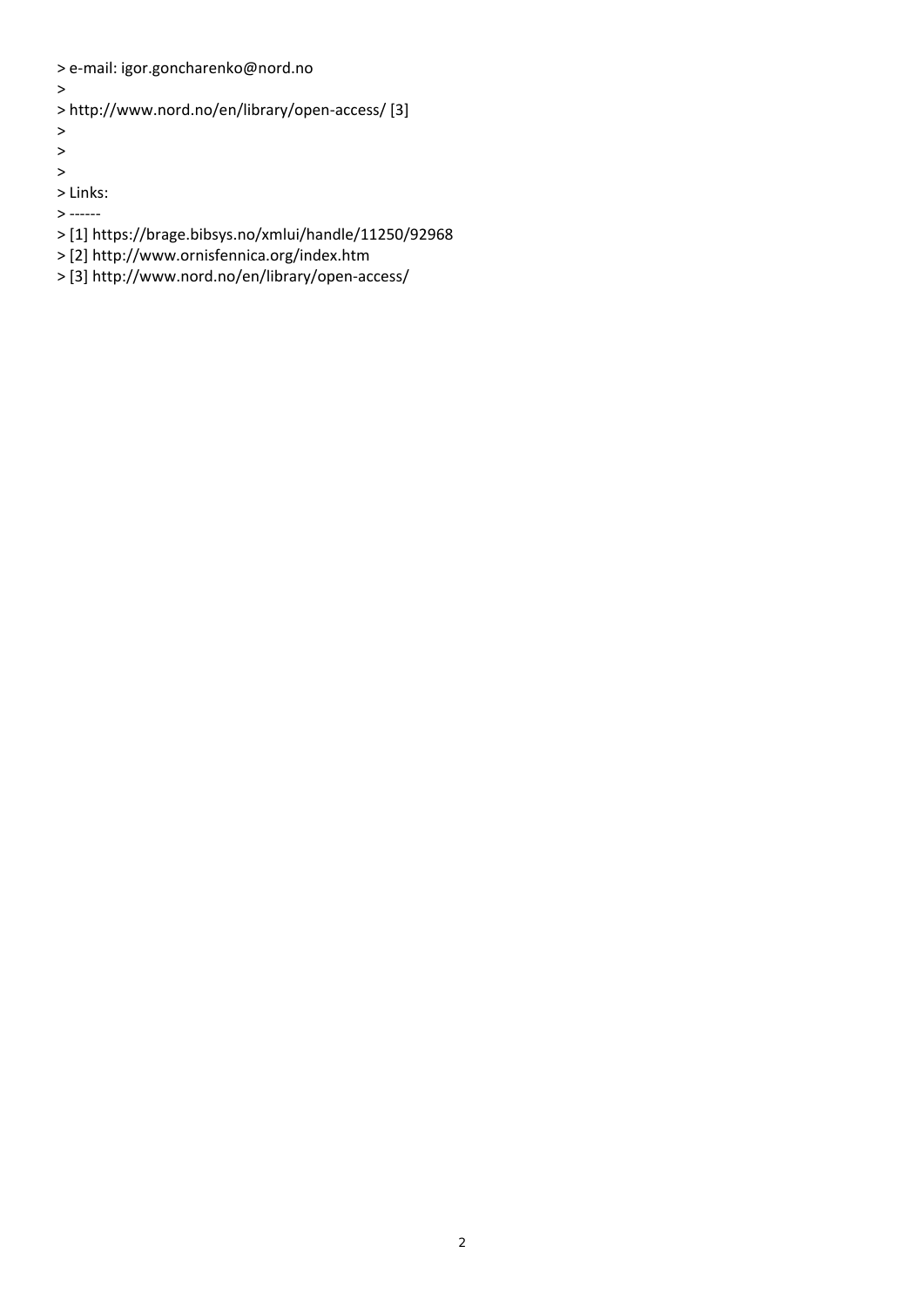> e-mail: igor.goncharenko@nord.no
>
> http://www.nord.no/en/library/open-access/ [3]
>
>
>
> Links:
> ------
> [1] https://brage.bibsys.no/xmlui/handle/11250/92968
> [2] http://www.ornisfennica.org/index.htm
> [3] http://www.nord.no/en/library/open-access/